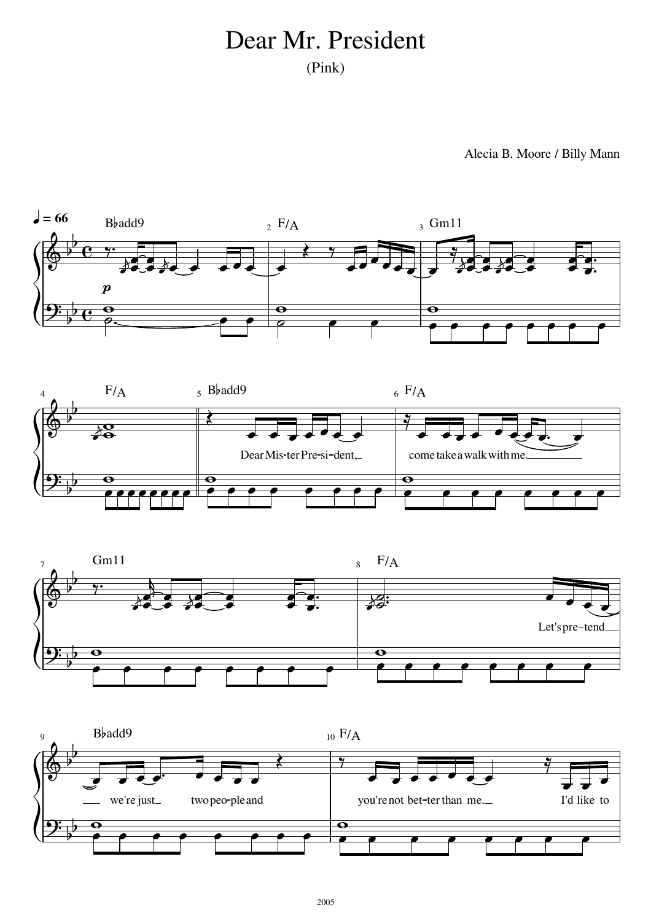# Dear Mr. President

(Pink)

Alecia B. Moore / Billy Mann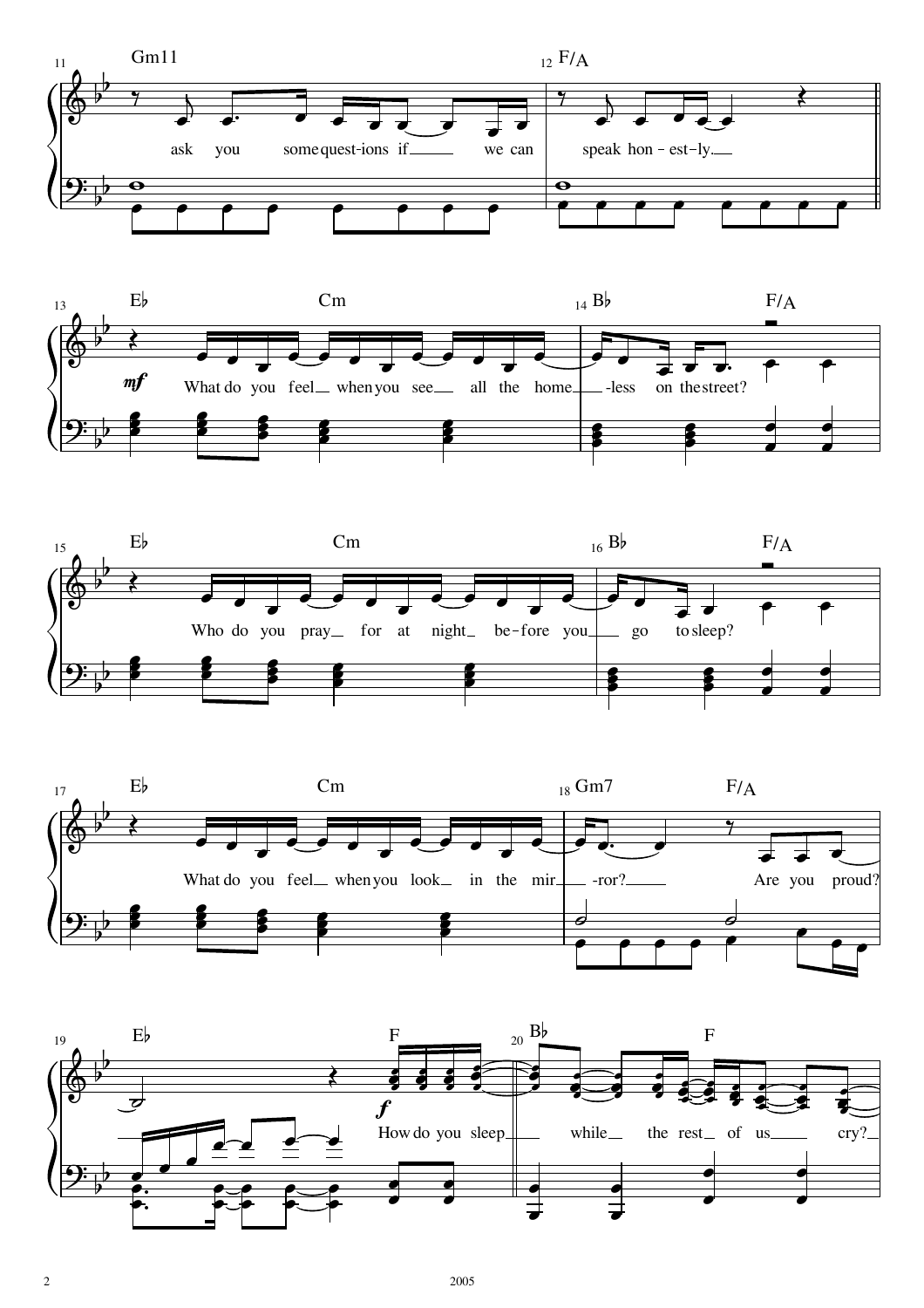11 Gm11 — 12 F/A

ask you some quest-ions if we can speak hon-est-ly.

13 E♭ — Cm — 14 B♭ — F/A

*mf*

What do you feel when you see all the home-less on the street?

15 E♭ — Cm — 16 B♭ — F/A

Who do you pray for at night be-fore you go to sleep?

17 E♭ — Cm — 18 Gm7 — F/A

What do you feel when you look in the mir-ror? Are you proud?

19 E♭ — F — 20 B♭ — F

*f*

How do you sleep while the rest of us cry?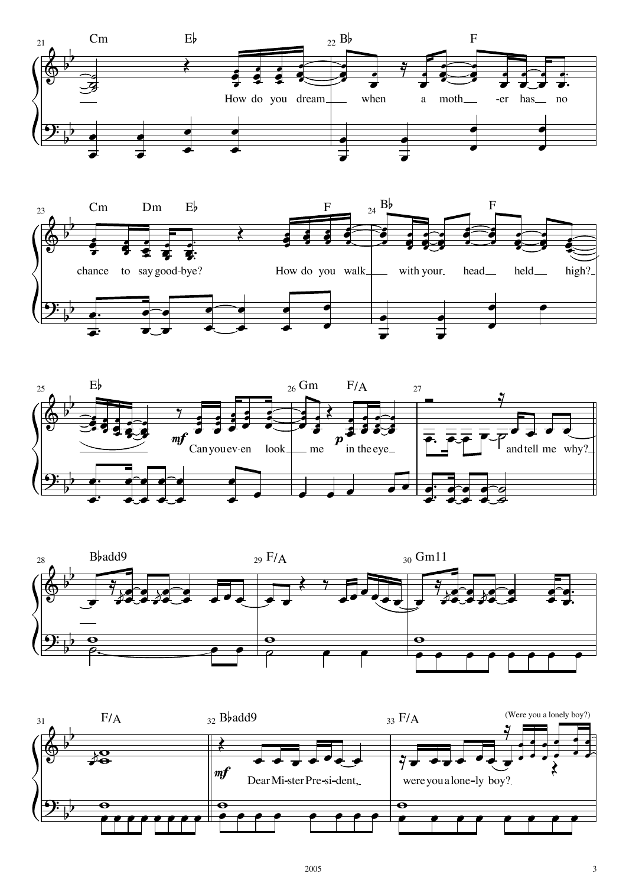Cm Eb Bb F Cm Dm Eb F Bb F

How do you dream when a moth -er has no chance to say good-bye? How do you walk with your head held high?

Eb Gm F/A

*mf* Can you ev-en look me *p* in the eye and tell me why?

Bbadd9 F/A Gm11 F/A

Bbadd9 F/A

*mf* Dear Mi-ster Pre-si-dent, were you a lone-ly boy?

(Were you a lonely boy?)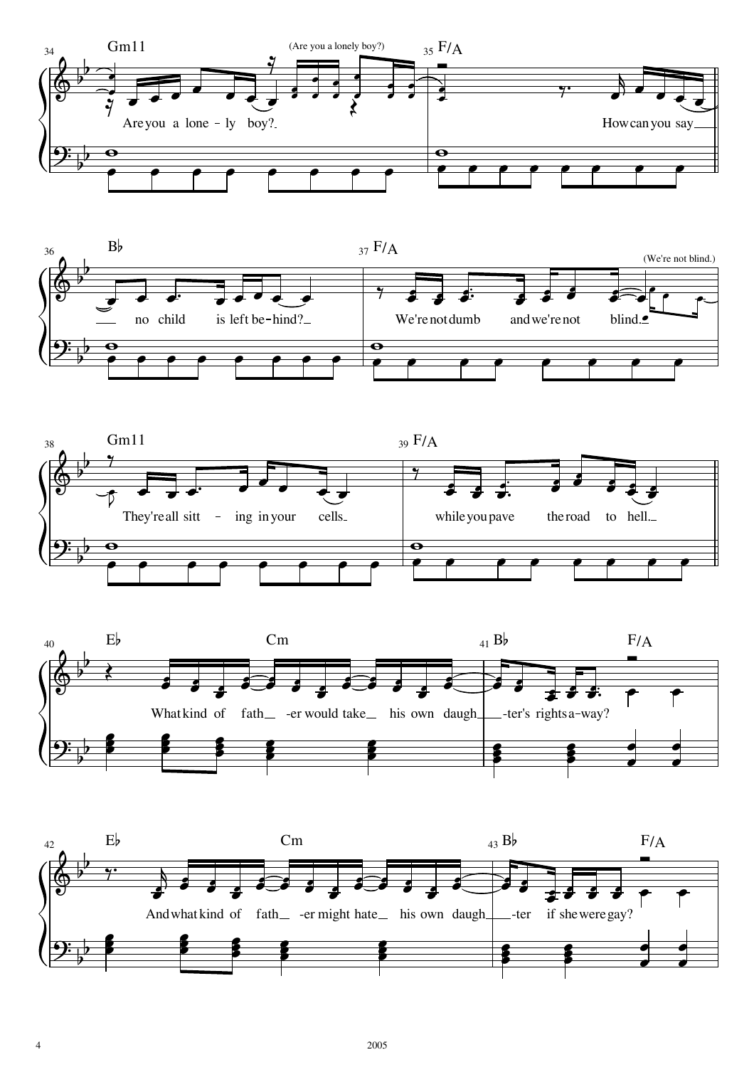34 Gm11 (Are you a lonely boy?) 35 F/A

Are you a lone - ly boy? How can you say

36 B♭ 37 F/A (We're not blind.)

no child is left be - hind? We're not dumb and we're not blind.

38 Gm11 39 F/A

They're all sitt - ing in your cells while you pave the road to hell.

40 E♭ Cm 41 B♭ F/A

What kind of fath - er would take his own daugh - ter's rights a - way?

42 E♭ Cm 43 B♭ F/A

And what kind of fath - er might hate his own daugh - ter if she were gay?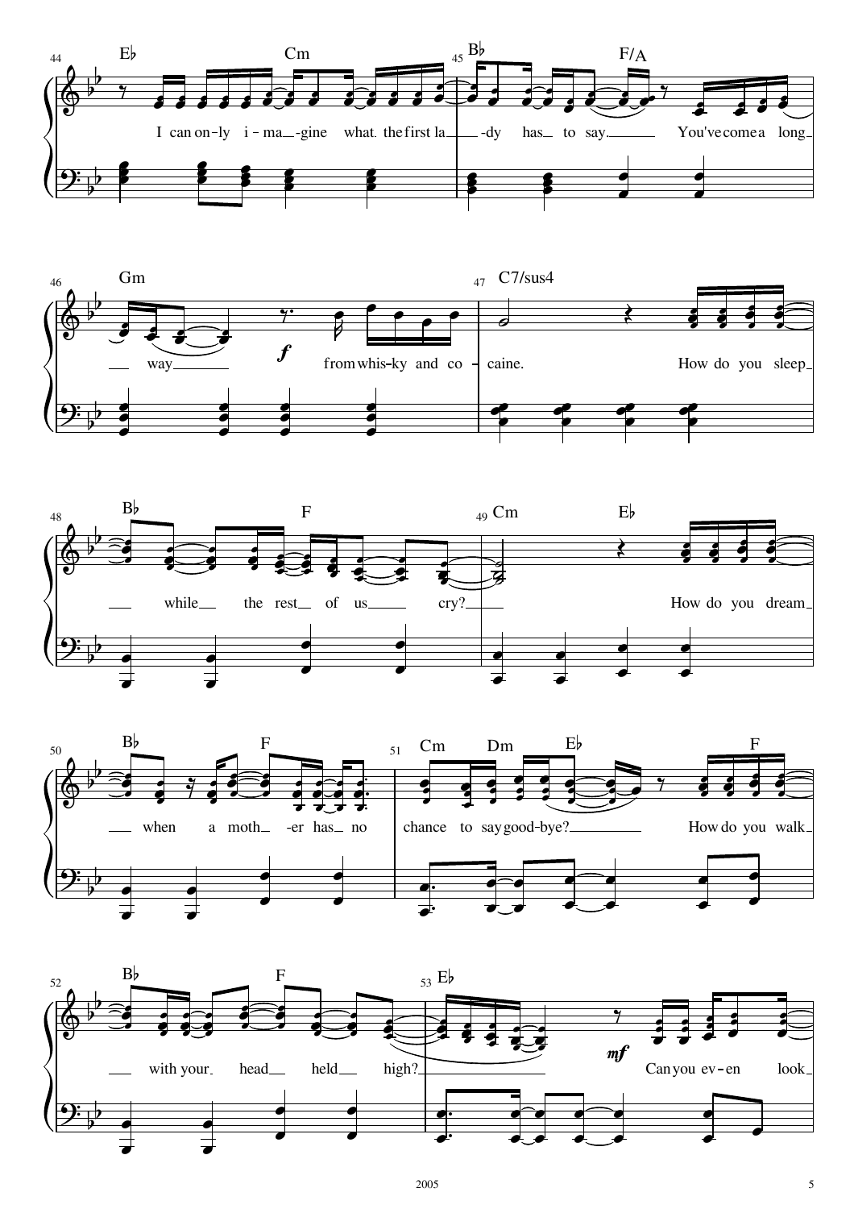44 E♭ Cm

I can on-ly i-ma-gine what the first la-dy has to say.

45 B♭ F/A

You've come a long way from whis-ky and co-caine.

46 Gm

*f*

47 C7/sus4

How do you sleep while the rest of us cry?

48 B♭ F

49 Cm E♭

How do you dream when a moth-er has no chance to say good-bye?

50 B♭ F

51 Cm Dm E♭ F

How do you walk with your head held high?

52 B♭ F

53 E♭

*mf*

Can you ev-en look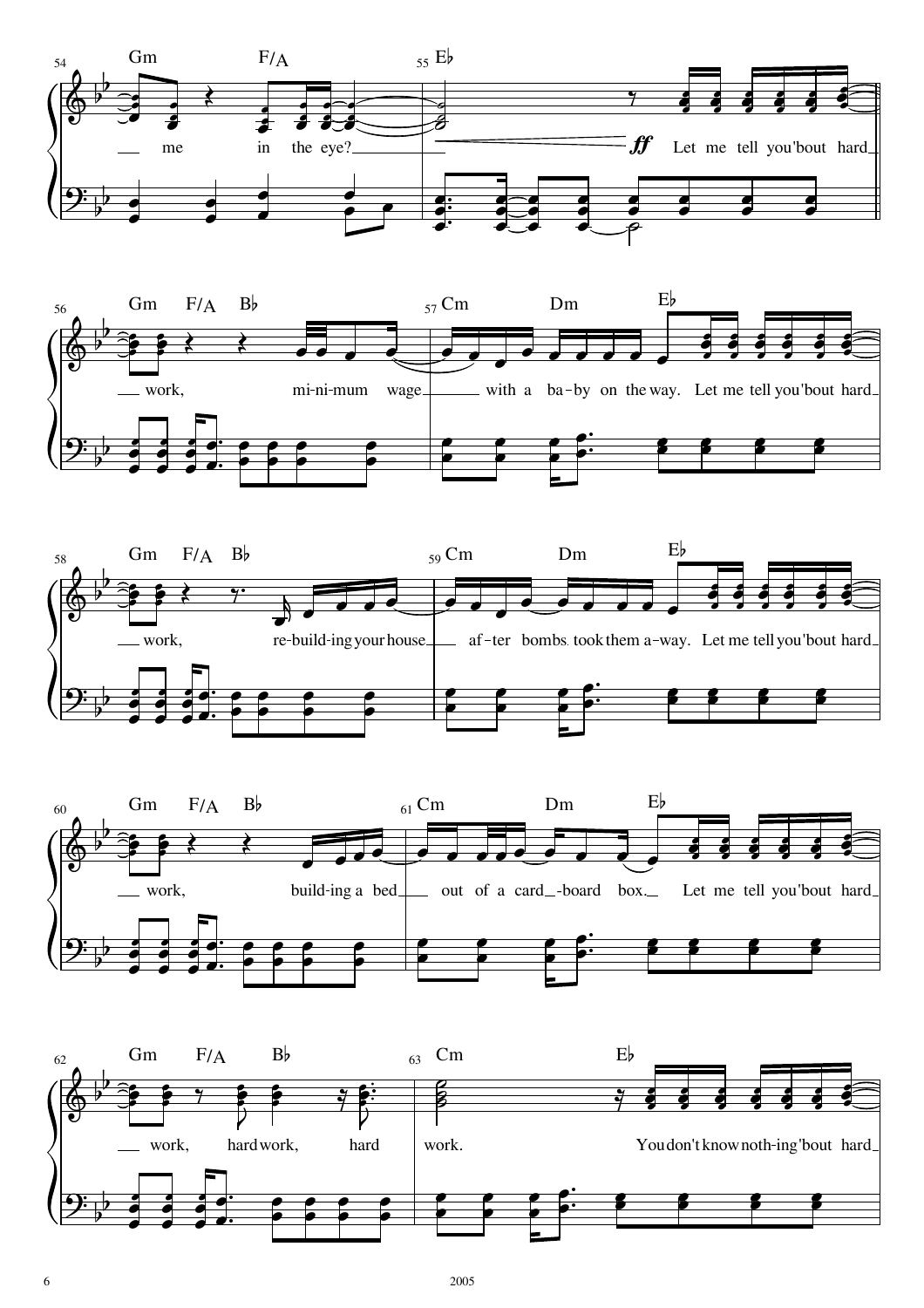54 Gm F/A 55 E♭

me in the eye? *ff* Let me tell you 'bout hard

56 Gm F/A B♭ 57 Cm Dm E♭

work, mi-ni-mum wage with a ba-by on the way. Let me tell you 'bout hard

58 Gm F/A B♭ 59 Cm Dm E♭

work, re-build-ing your house af-ter bombs took them a-way. Let me tell you 'bout hard

60 Gm F/A B♭ 61 Cm Dm E♭

work, build-ing a bed out of a card-board box. Let me tell you 'bout hard

62 Gm F/A B♭ 63 Cm E♭

work, hard work, hard work. You don't know noth-ing 'bout hard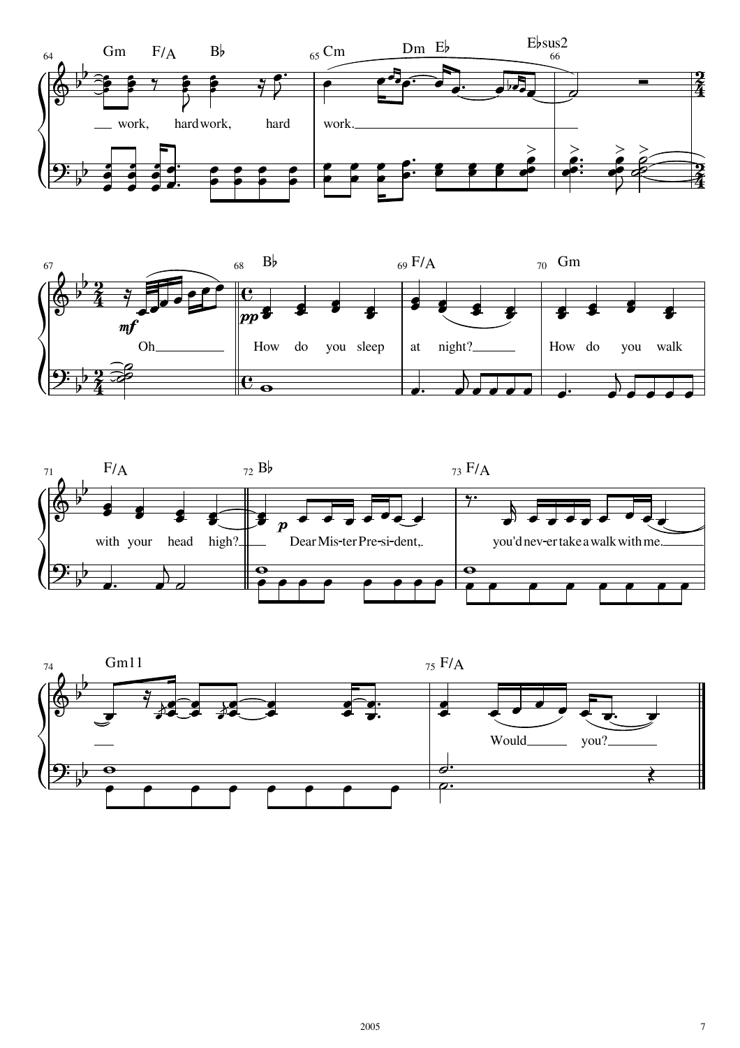64 Gm F/A B♭ 65 Cm Dm E♭ 66 E♭sus2

work, hard work, hard work.

67 *mf*

Oh

68 B♭ 69 F/A 70 Gm

*pp*

How do you sleep at night? How do you walk

71 F/A 72 B♭ 73 F/A

*p*

with your head high? Dear Mis-ter Pre-si-dent, you'd nev-er take a walk with me.

74 Gm11 75 F/A

Would you?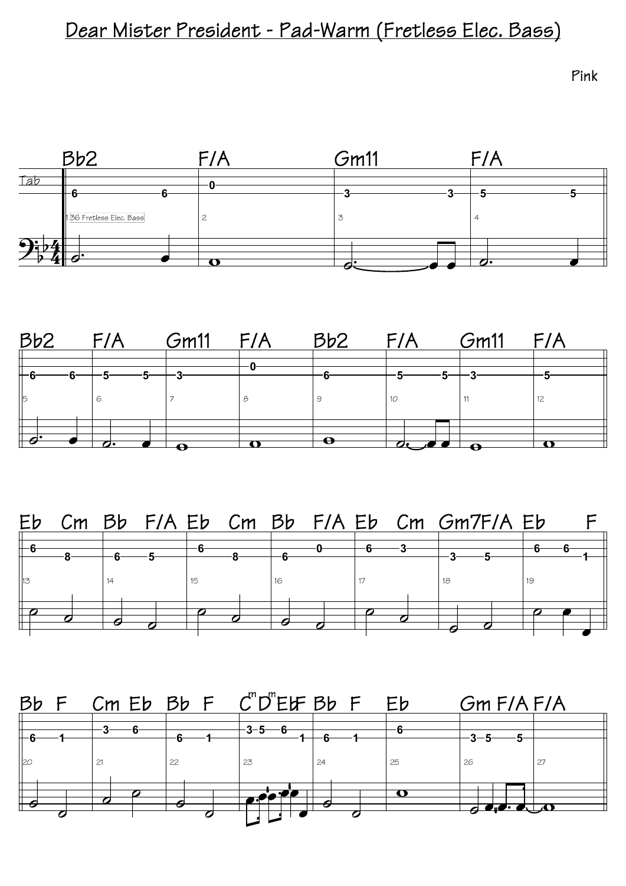# Dear Mister President - Pad-Warm (Fretless Elec. Bass)

Pink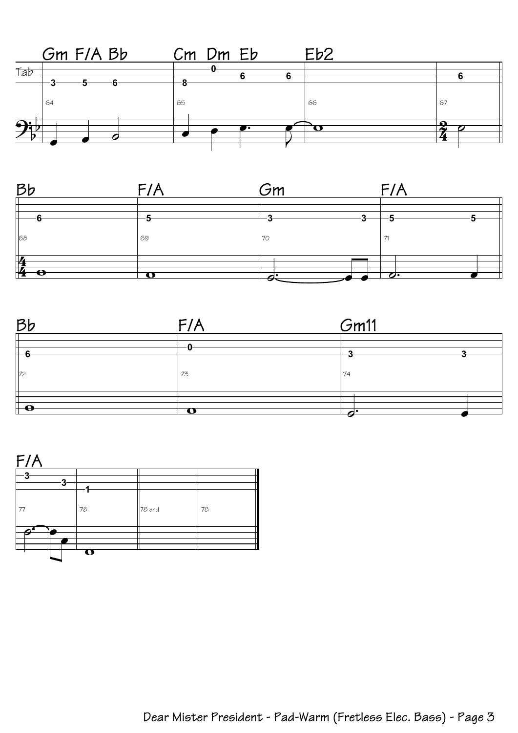Gm F/A Bb Cm Dm Eb Eb2

Tab

64 65 66 67

Bb F/A Gm F/A

68 69 70 71

Bb F/A Gm11

72 73 74

F/A

77 78 78 end 78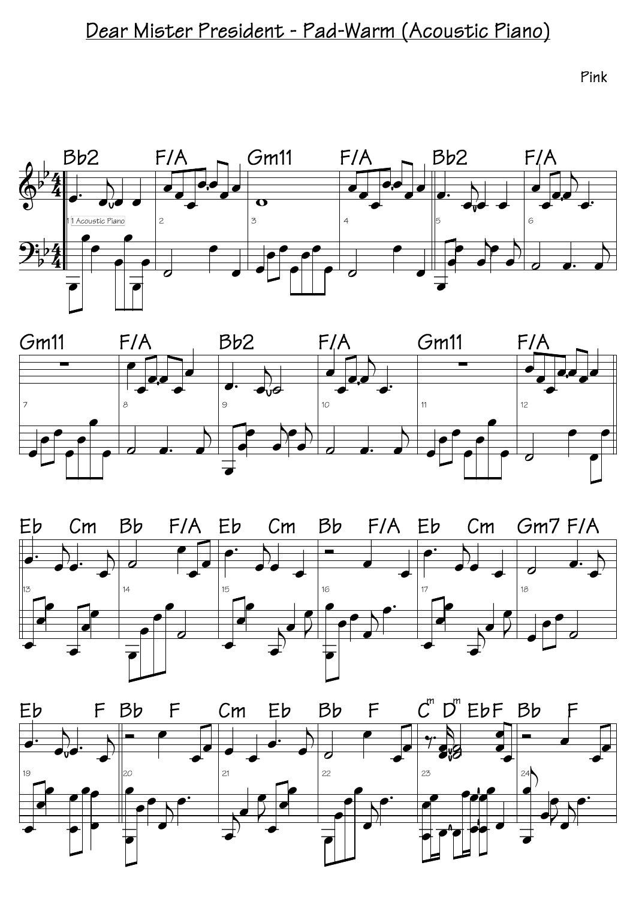# Dear Mister President - Pad-Warm (Acoustic Piano)

Pink

Bb2 | F/A | Gm11 | F/A | Bb2 | F/A

1 Acoustic Piano

Gm11 | F/A | Bb2 | F/A | Gm11 | F/A

Eb Cm | Bb F/A | Eb Cm | Bb F/A | Eb Cm | Gm7 F/A

Eb F | Bb F | Cm Eb | Bb F | Cm Dm EbF | Bb F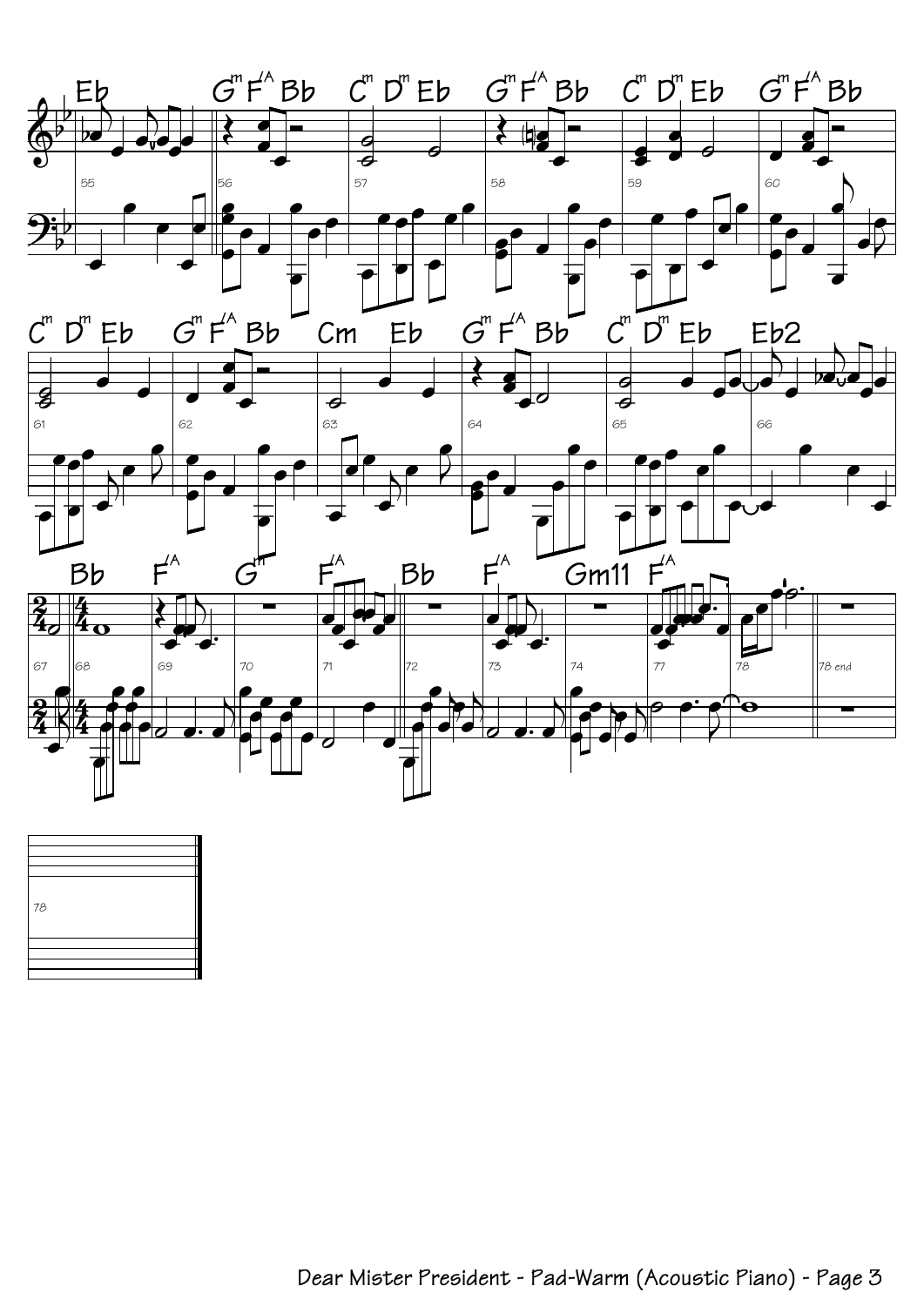Eb | Gm F/A Bb | Cm Dm Eb | Gm F/A Bb | Cm Dm Eb | Gm F/A Bb

55 | 56 | 57 | 58 | 59 | 60

Cm Dm Eb | Gm F/A Bb | Cm Eb | Gm F/A Bb | Cm Dm Eb | Eb2

61 | 62 | 63 | 64 | 65 | 66

Bb | F/A | Gm | F/A | Bb | F/A | Gm11 | F/A

67 | 68 | 69 | 70 | 71 | 72 | 73 | 74 | 77 | 78 | 78 end

78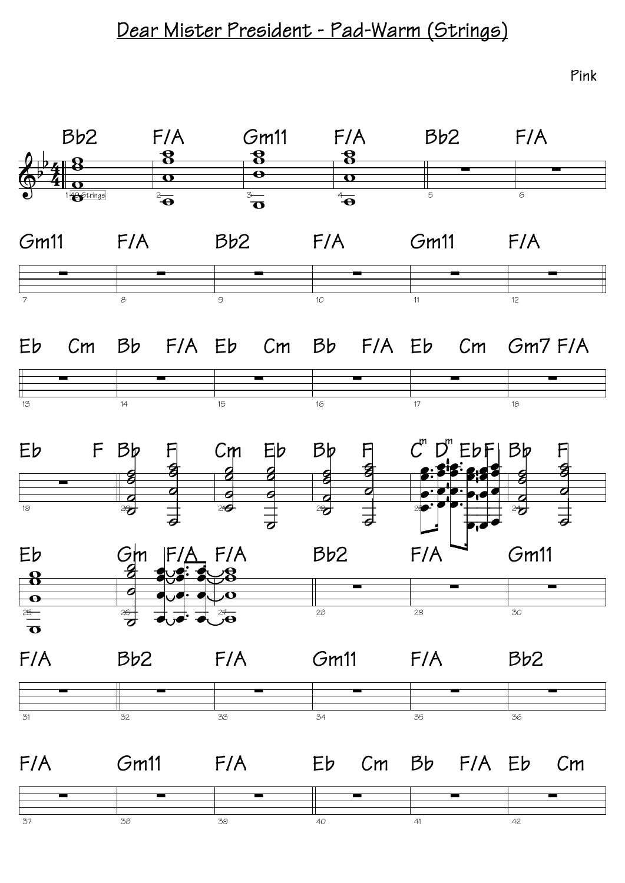# Dear Mister President - Pad-Warm (Strings)

Pink

Bb2 | F/A | Gm11 | F/A | Bb2 | F/A

Gm11 | F/A | Bb2 | F/A | Gm11 | F/A

Eb Cm | Bb F/A | Eb Cm | Bb F/A | Eb Cm | Gm7 F/A

Eb F | Bb F | Cm Eb | Bb F | C^m D^m Eb F | Bb F

Eb | Gm F/A | F/A | Bb2 | F/A | Gm11

F/A | Bb2 | F/A | Gm11 | F/A | Bb2

F/A | Gm11 | F/A | Eb Cm | Bb F/A | Eb Cm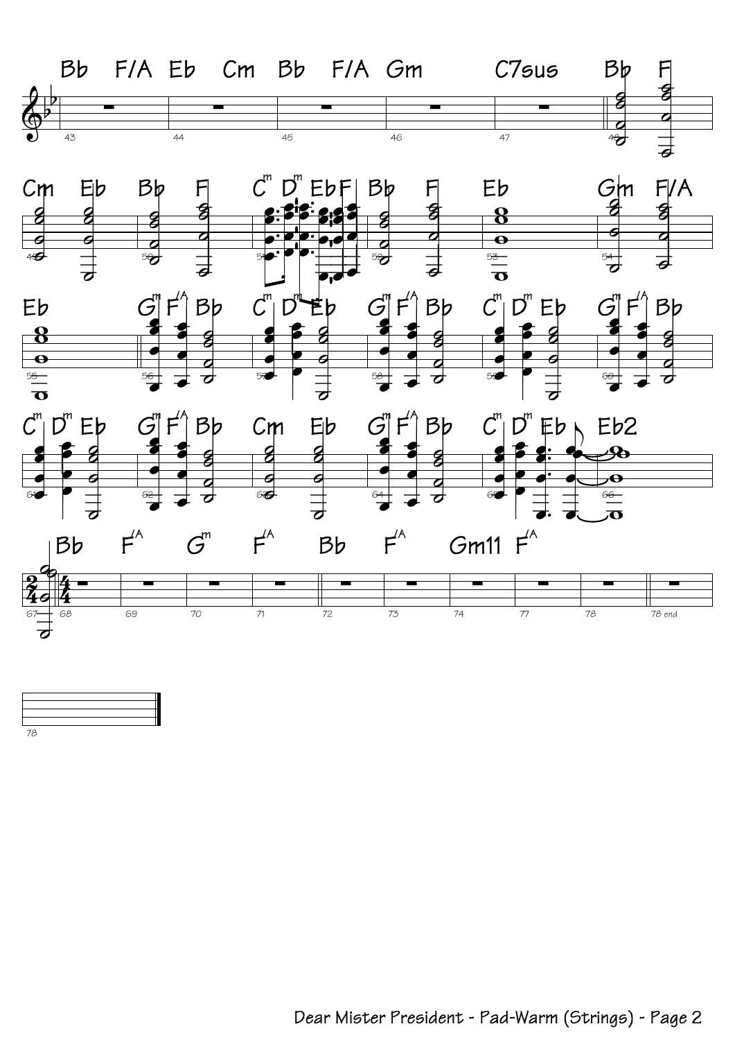Bb F/A Eb Cm Bb F/A Gm C7sus Bb F

Cm Eb Bb F Cm Dm Eb F Bb F Eb Gm F/A

Eb Gm F/A Bb Cm Dm Eb Gm F/A Bb Cm Dm Eb Gm F/A Bb

Cm Dm Eb Gm F/A Bb Cm Eb Gm F/A Bb Cm Dm Eb Eb2

Bb F/A Gm F/A Bb F/A Gm11 F/A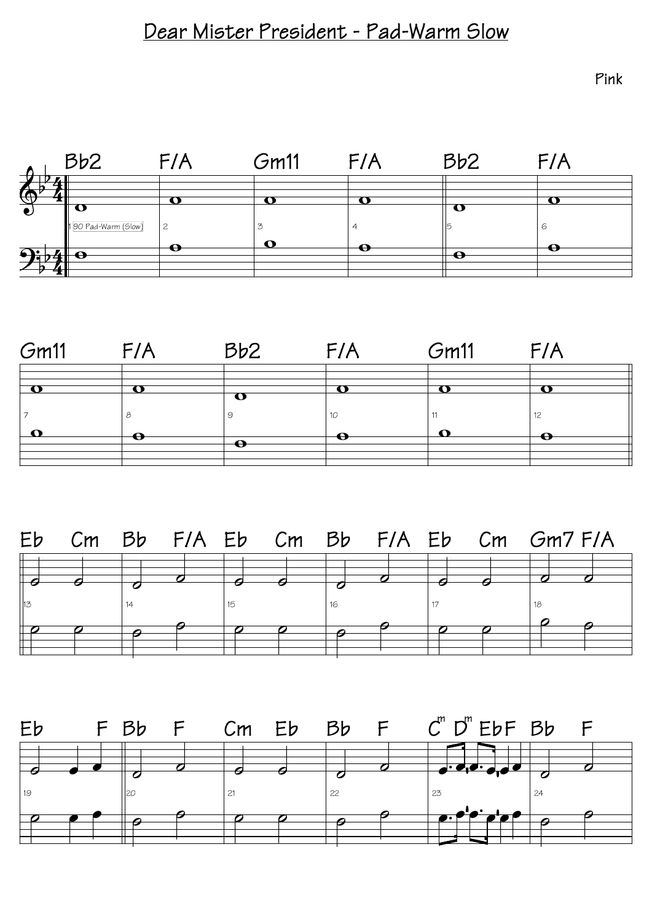# Dear Mister President - Pad-Warm Slow

Pink

Bb2 | F/A | Gm11 | F/A | Bb2 | F/A

90 Pad-Warm (Slow)

Gm11 | F/A | Bb2 | F/A | Gm11 | F/A

Eb Cm | Bb F/A | Eb Cm | Bb F/A | Eb Cm | Gm7 F/A

Eb F | Bb F | Cm Eb | Bb F | Cm Dm EbF | Bb F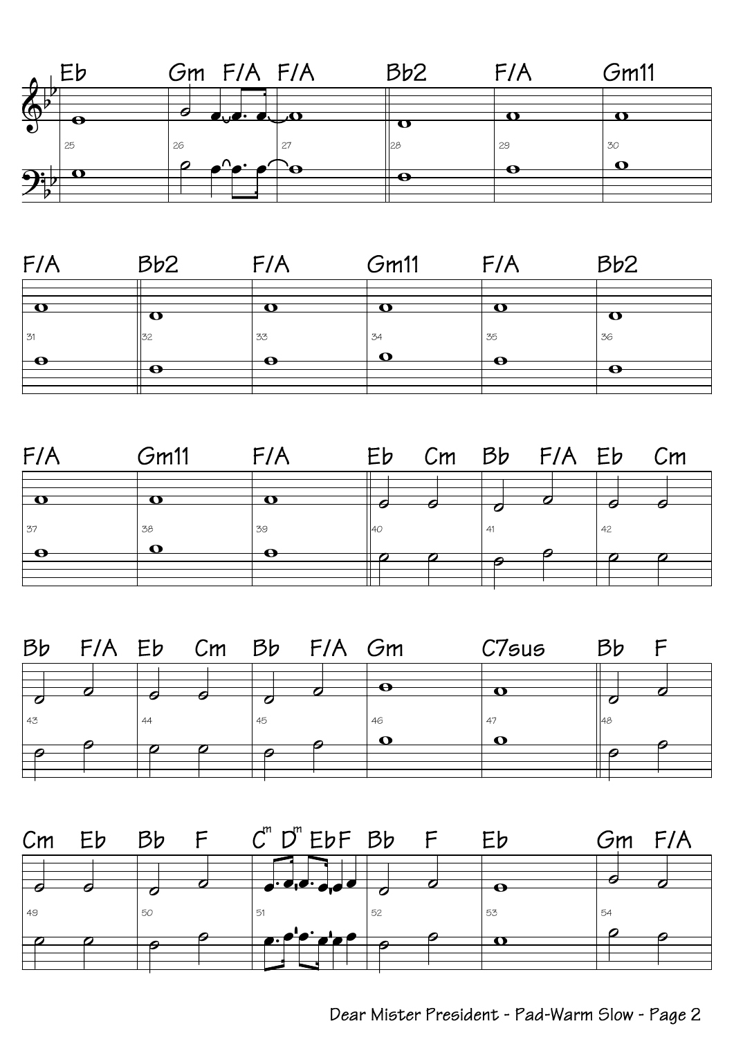Eb | Gm F/A F/A | Bb2 | F/A | Gm11

25 | 26 | 27 | 28 | 29 | 30

F/A | Bb2 | F/A | Gm11 | F/A | Bb2

31 | 32 | 33 | 34 | 35 | 36

F/A | Gm11 | F/A | Eb Cm | Bb F/A | Eb Cm

37 | 38 | 39 | 40 | 41 | 42

Bb F/A | Eb Cm | Bb F/A | Gm | C7sus | Bb F

43 | 44 | 45 | 46 | 47 | 48

Cm Eb | Bb F | Cm Dm Eb F | Bb F | Eb | Gm F/A

49 | 50 | 51 | 52 | 53 | 54